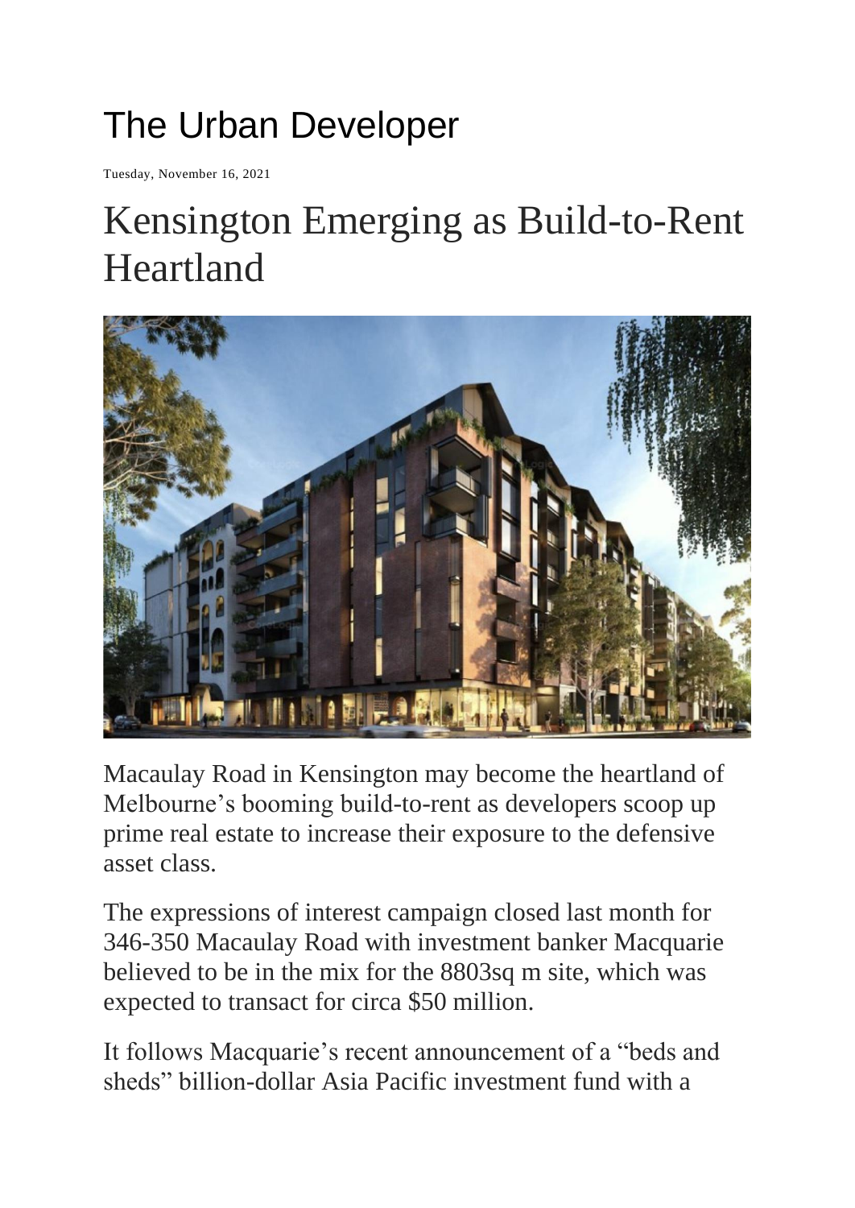# The Urban Developer

Tuesday, November 16, 2021

# Kensington Emerging as Build-to-Rent Heartland

Macaulay Road in Kensington may become the heartland of Melbourne's booming build-to-rent as developers scoop up prime real estate to increase their exposure to the defensive asset class.

The expressions of interest campaign closed last month for 346-350 Macaulay Road with investment banker Macquarie believed to be in the mix for the 8803sq m site, which was expected to transact for circa $50 million.

It follows Macquarie's recent announcement of a "beds and sheds" billion-dollar Asia Pacific investment fund with a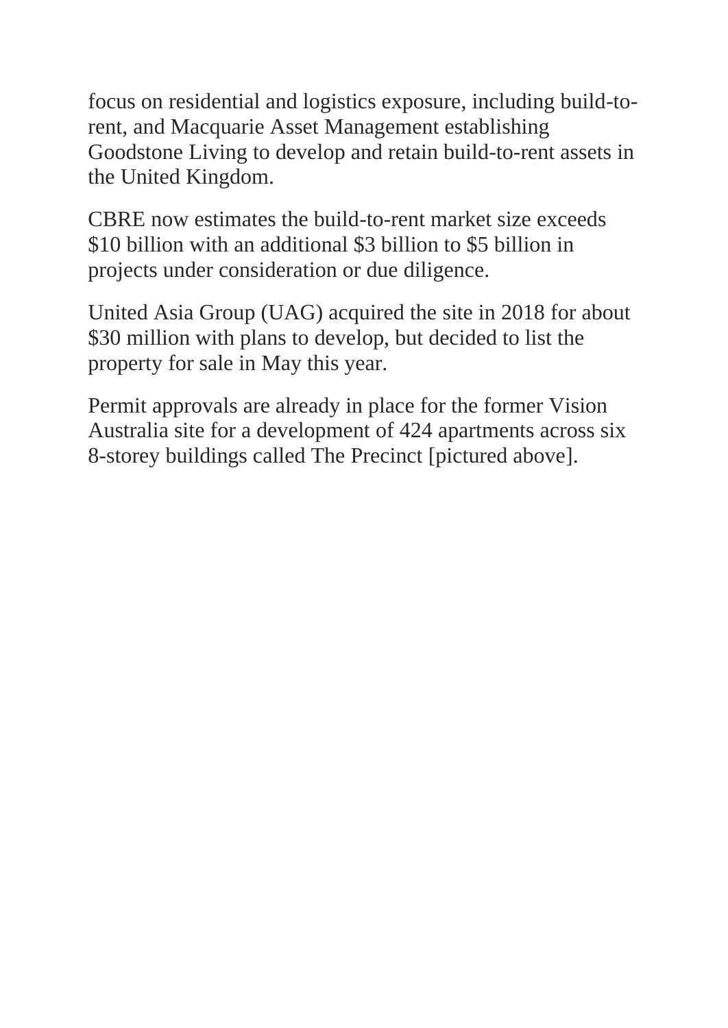focus on residential and logistics exposure, including build-to-rent, and Macquarie Asset Management establishing Goodstone Living to develop and retain build-to-rent assets in the United Kingdom.

CBRE now estimates the build-to-rent market size exceeds $10 billion with an additional $3 billion to $5 billion in projects under consideration or due diligence.

United Asia Group (UAG) acquired the site in 2018 for about $30 million with plans to develop, but decided to list the property for sale in May this year.

Permit approvals are already in place for the former Vision Australia site for a development of 424 apartments across six 8-storey buildings called The Precinct [pictured above].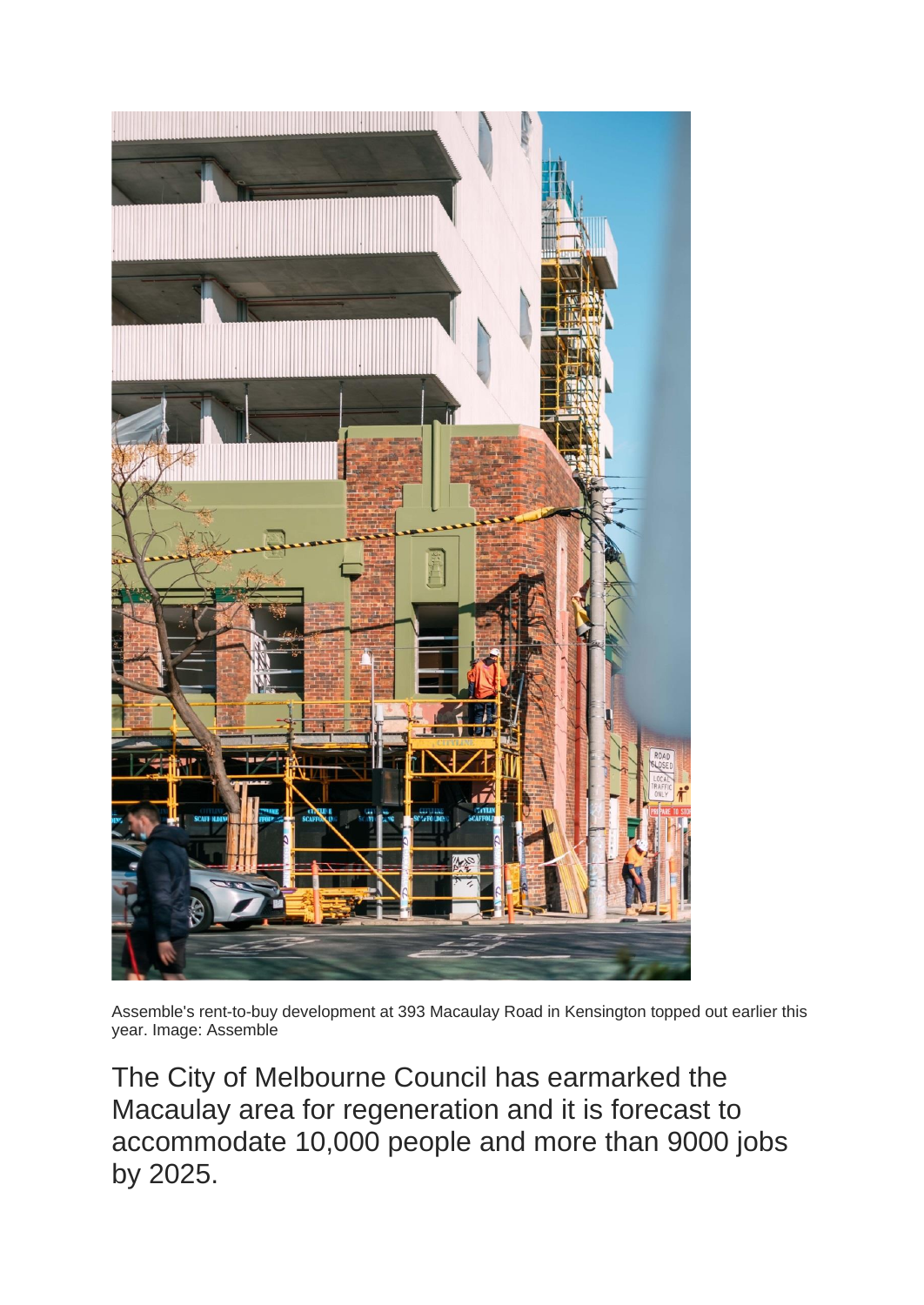Assemble's rent-to-buy development at 393 Macaulay Road in Kensington topped out earlier this year. Image: Assemble

The City of Melbourne Council has earmarked the Macaulay area for regeneration and it is forecast to accommodate 10,000 people and more than 9000 jobs by 2025.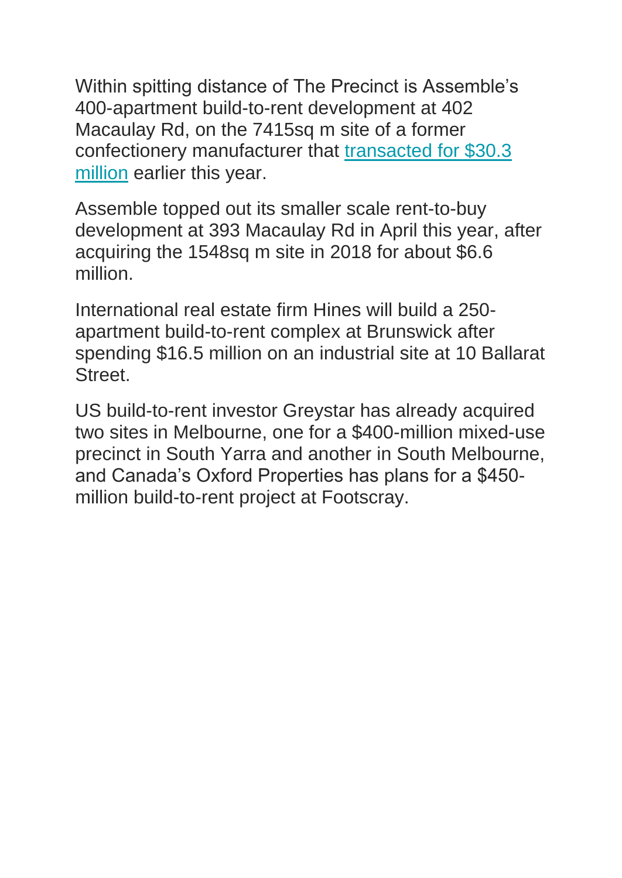Within spitting distance of The Precinct is Assemble's 400-apartment build-to-rent development at 402 Macaulay Rd, on the 7415sq m site of a former confectionery manufacturer that transacted for $30.3 million earlier this year.

Assemble topped out its smaller scale rent-to-buy development at 393 Macaulay Rd in April this year, after acquiring the 1548sq m site in 2018 for about $6.6 million.

International real estate firm Hines will build a 250-apartment build-to-rent complex at Brunswick after spending $16.5 million on an industrial site at 10 Ballarat Street.

US build-to-rent investor Greystar has already acquired two sites in Melbourne, one for a $400-million mixed-use precinct in South Yarra and another in South Melbourne, and Canada's Oxford Properties has plans for a $450-million build-to-rent project at Footscray.